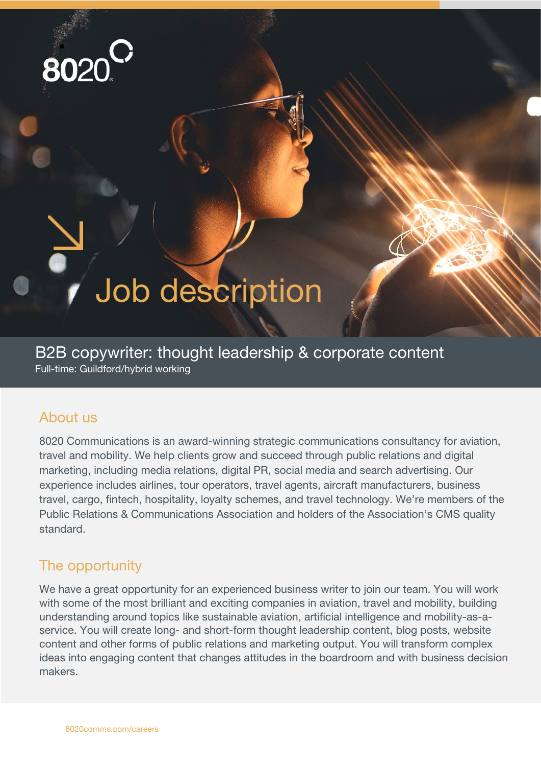8020

# Job description

## B2B copywriter: thought leadership & corporate content

Full-time: Guildford/hybrid working

### About us

8020 Communications is an award-winning strategic communications consultancy for aviation, travel and mobility. We help clients grow and succeed through public relations and digital marketing, including media relations, digital PR, social media and search advertising. Our experience includes airlines, tour operators, travel agents, aircraft manufacturers, business travel, cargo, fintech, hospitality, loyalty schemes, and travel technology. We're members of the Public Relations & Communications Association and holders of the Association's CMS quality standard.

### The opportunity

We have a great opportunity for an experienced business writer to join our team. You will work with some of the most brilliant and exciting companies in aviation, travel and mobility, building understanding around topics like sustainable aviation, artificial intelligence and mobility-as-a-service. You will create long- and short-form thought leadership content, blog posts, website content and other forms of public relations and marketing output. You will transform complex ideas into engaging content that changes attitudes in the boardroom and with business decision makers.

8020comms.com/careers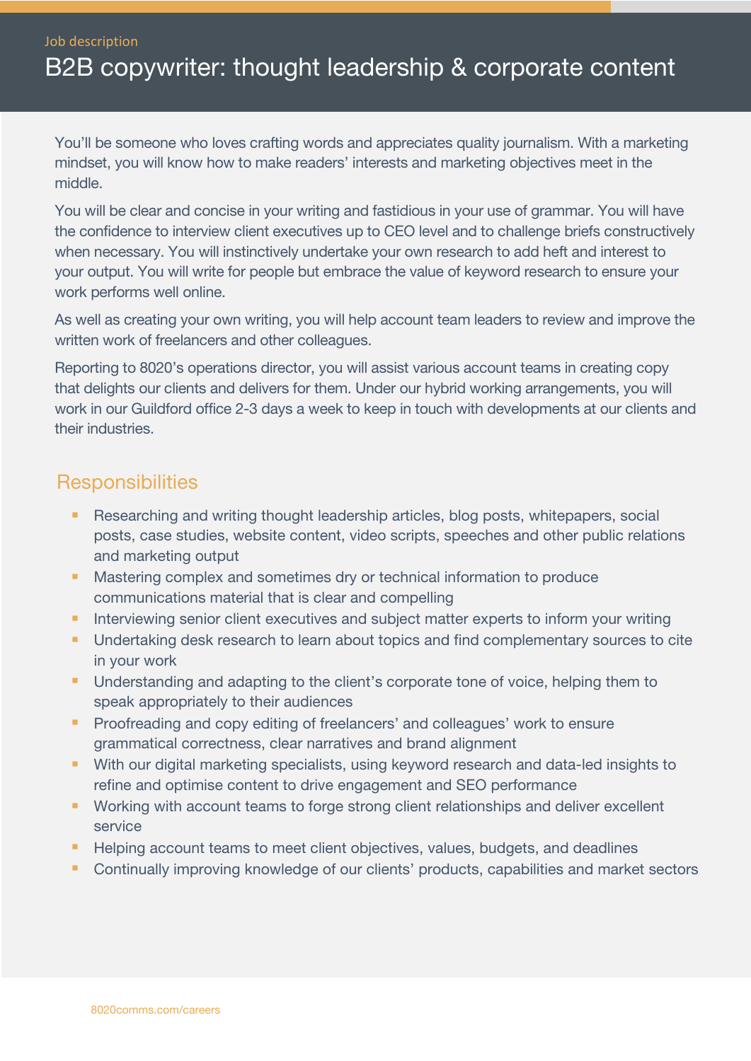Job description

# B2B copywriter: thought leadership & corporate content

You'll be someone who loves crafting words and appreciates quality journalism. With a marketing mindset, you will know how to make readers' interests and marketing objectives meet in the middle.

You will be clear and concise in your writing and fastidious in your use of grammar. You will have the confidence to interview client executives up to CEO level and to challenge briefs constructively when necessary. You will instinctively undertake your own research to add heft and interest to your output. You will write for people but embrace the value of keyword research to ensure your work performs well online.

As well as creating your own writing, you will help account team leaders to review and improve the written work of freelancers and other colleagues.

Reporting to 8020's operations director, you will assist various account teams in creating copy that delights our clients and delivers for them. Under our hybrid working arrangements, you will work in our Guildford office 2-3 days a week to keep in touch with developments at our clients and their industries.

## Responsibilities

- Researching and writing thought leadership articles, blog posts, whitepapers, social posts, case studies, website content, video scripts, speeches and other public relations and marketing output
- Mastering complex and sometimes dry or technical information to produce communications material that is clear and compelling
- Interviewing senior client executives and subject matter experts to inform your writing
- Undertaking desk research to learn about topics and find complementary sources to cite in your work
- Understanding and adapting to the client's corporate tone of voice, helping them to speak appropriately to their audiences
- Proofreading and copy editing of freelancers' and colleagues' work to ensure grammatical correctness, clear narratives and brand alignment
- With our digital marketing specialists, using keyword research and data-led insights to refine and optimise content to drive engagement and SEO performance
- Working with account teams to forge strong client relationships and deliver excellent service
- Helping account teams to meet client objectives, values, budgets, and deadlines
- Continually improving knowledge of our clients' products, capabilities and market sectors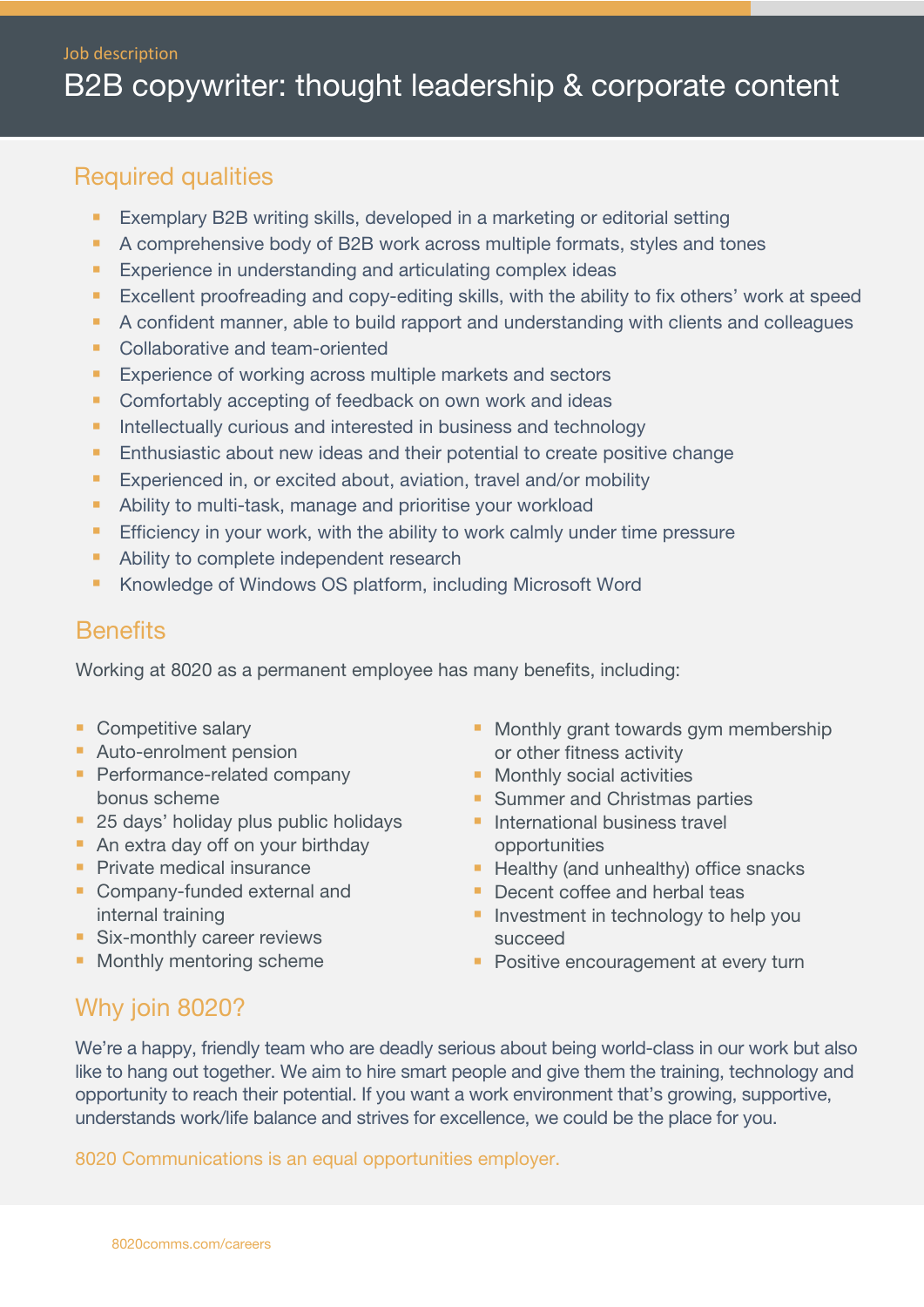Job description

# B2B copywriter: thought leadership & corporate content

## Required qualities

- Exemplary B2B writing skills, developed in a marketing or editorial setting
- A comprehensive body of B2B work across multiple formats, styles and tones
- Experience in understanding and articulating complex ideas
- Excellent proofreading and copy-editing skills, with the ability to fix others' work at speed
- A confident manner, able to build rapport and understanding with clients and colleagues
- Collaborative and team-oriented
- Experience of working across multiple markets and sectors
- Comfortably accepting of feedback on own work and ideas
- Intellectually curious and interested in business and technology
- Enthusiastic about new ideas and their potential to create positive change
- Experienced in, or excited about, aviation, travel and/or mobility
- Ability to multi-task, manage and prioritise your workload
- Efficiency in your work, with the ability to work calmly under time pressure
- Ability to complete independent research
- Knowledge of Windows OS platform, including Microsoft Word

## Benefits

Working at 8020 as a permanent employee has many benefits, including:

- Competitive salary
- Auto-enrolment pension
- Performance-related company bonus scheme
- 25 days' holiday plus public holidays
- An extra day off on your birthday
- Private medical insurance
- Company-funded external and internal training
- Six-monthly career reviews
- Monthly mentoring scheme
- Monthly grant towards gym membership or other fitness activity
- Monthly social activities
- Summer and Christmas parties
- International business travel opportunities
- Healthy (and unhealthy) office snacks
- Decent coffee and herbal teas
- Investment in technology to help you succeed
- Positive encouragement at every turn

## Why join 8020?

We're a happy, friendly team who are deadly serious about being world-class in our work but also like to hang out together. We aim to hire smart people and give them the training, technology and opportunity to reach their potential. If you want a work environment that's growing, supportive, understands work/life balance and strives for excellence, we could be the place for you.

8020 Communications is an equal opportunities employer.

8020comms.com/careers